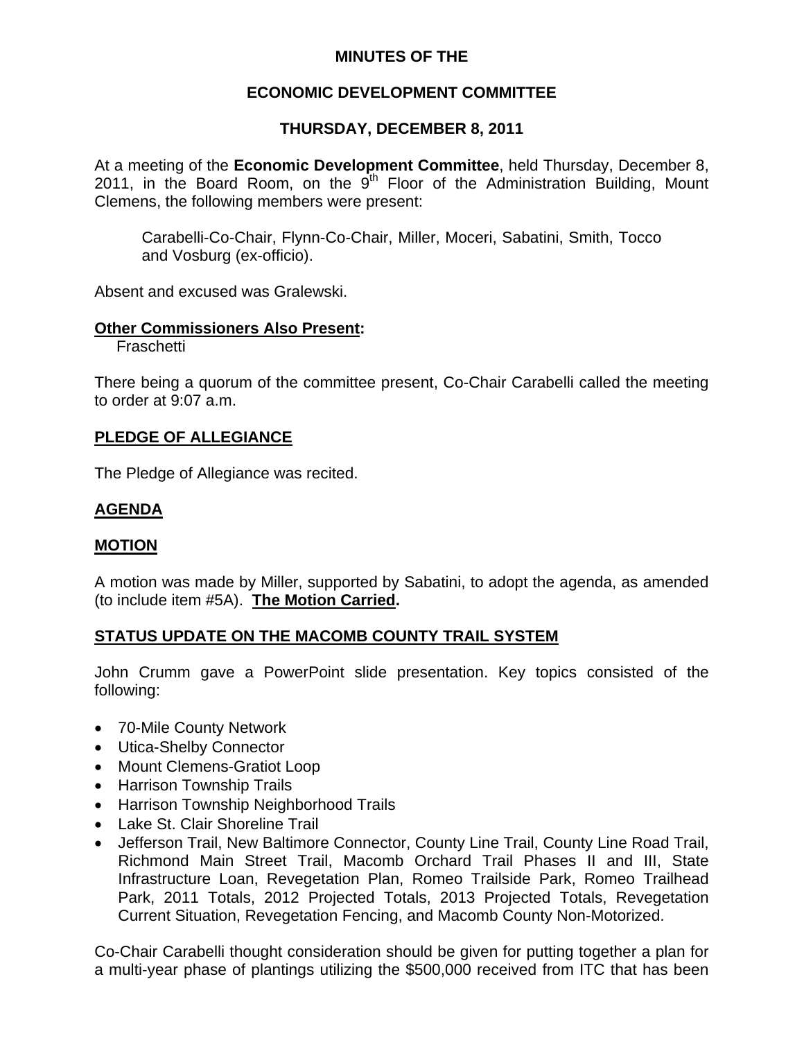**MINUTES OF THE**

**ECONOMIC DEVELOPMENT COMMITTEE**

**THURSDAY, DECEMBER 8, 2011**

At a meeting of the **Economic Development Committee**, held Thursday, December 8, 2011, in the Board Room, on the 9th Floor of the Administration Building, Mount Clemens, the following members were present:

> Carabelli-Co-Chair, Flynn-Co-Chair, Miller, Moceri, Sabatini, Smith, Tocco and Vosburg (ex-officio).

Absent and excused was Gralewski.

**Other Commissioners Also Present:**
Fraschetti

There being a quorum of the committee present, Co-Chair Carabelli called the meeting to order at 9:07 a.m.

## PLEDGE OF ALLEGIANCE

The Pledge of Allegiance was recited.

## AGENDA

## MOTION

A motion was made by Miller, supported by Sabatini, to adopt the agenda, as amended (to include item #5A). **The Motion Carried.**

## STATUS UPDATE ON THE MACOMB COUNTY TRAIL SYSTEM

John Crumm gave a PowerPoint slide presentation. Key topics consisted of the following:

- 70-Mile County Network
- Utica-Shelby Connector
- Mount Clemens-Gratiot Loop
- Harrison Township Trails
- Harrison Township Neighborhood Trails
- Lake St. Clair Shoreline Trail
- Jefferson Trail, New Baltimore Connector, County Line Trail, County Line Road Trail, Richmond Main Street Trail, Macomb Orchard Trail Phases II and III, State Infrastructure Loan, Revegetation Plan, Romeo Trailside Park, Romeo Trailhead Park, 2011 Totals, 2012 Projected Totals, 2013 Projected Totals, Revegetation Current Situation, Revegetation Fencing, and Macomb County Non-Motorized.

Co-Chair Carabelli thought consideration should be given for putting together a plan for a multi-year phase of plantings utilizing the $500,000 received from ITC that has been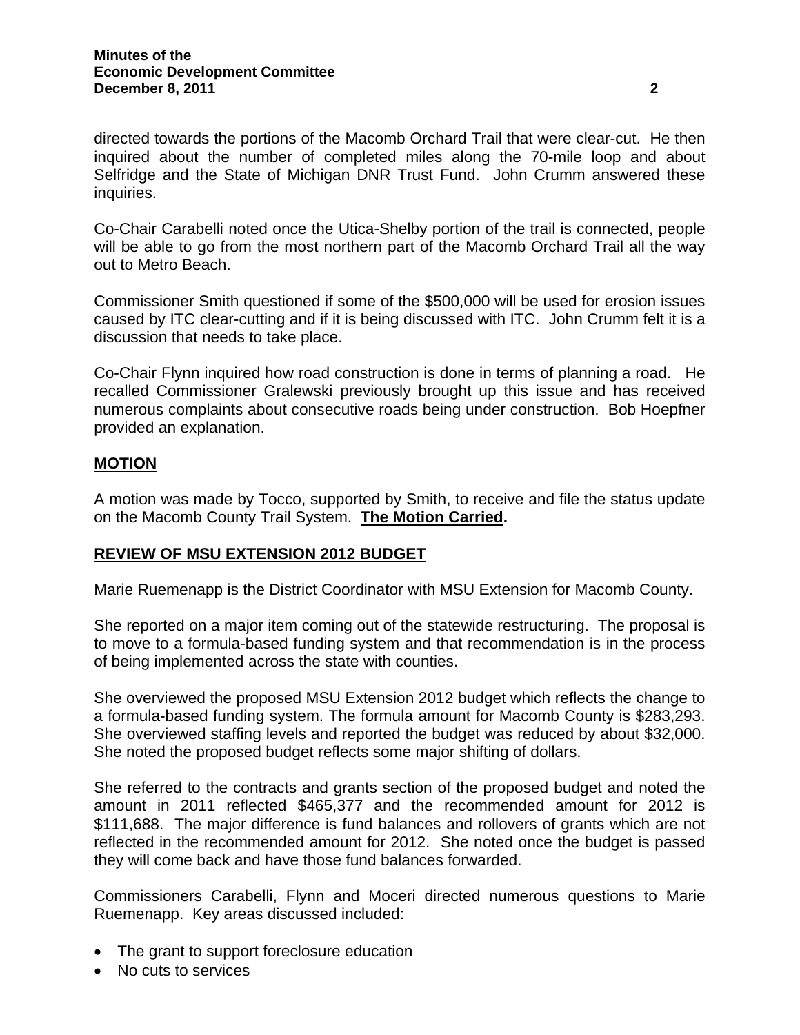directed towards the portions of the Macomb Orchard Trail that were clear-cut. He then inquired about the number of completed miles along the 70-mile loop and about Selfridge and the State of Michigan DNR Trust Fund. John Crumm answered these inquiries.

Co-Chair Carabelli noted once the Utica-Shelby portion of the trail is connected, people will be able to go from the most northern part of the Macomb Orchard Trail all the way out to Metro Beach.

Commissioner Smith questioned if some of the $500,000 will be used for erosion issues caused by ITC clear-cutting and if it is being discussed with ITC. John Crumm felt it is a discussion that needs to take place.

Co-Chair Flynn inquired how road construction is done in terms of planning a road. He recalled Commissioner Gralewski previously brought up this issue and has received numerous complaints about consecutive roads being under construction. Bob Hoepfner provided an explanation.

## MOTION

A motion was made by Tocco, supported by Smith, to receive and file the status update on the Macomb County Trail System. **The Motion Carried.**

## REVIEW OF MSU EXTENSION 2012 BUDGET

Marie Ruemenapp is the District Coordinator with MSU Extension for Macomb County.

She reported on a major item coming out of the statewide restructuring. The proposal is to move to a formula-based funding system and that recommendation is in the process of being implemented across the state with counties.

She overviewed the proposed MSU Extension 2012 budget which reflects the change to a formula-based funding system. The formula amount for Macomb County is $283,293. She overviewed staffing levels and reported the budget was reduced by about $32,000. She noted the proposed budget reflects some major shifting of dollars.

She referred to the contracts and grants section of the proposed budget and noted the amount in 2011 reflected $465,377 and the recommended amount for 2012 is $111,688. The major difference is fund balances and rollovers of grants which are not reflected in the recommended amount for 2012. She noted once the budget is passed they will come back and have those fund balances forwarded.

Commissioners Carabelli, Flynn and Moceri directed numerous questions to Marie Ruemenapp. Key areas discussed included:

- The grant to support foreclosure education
- No cuts to services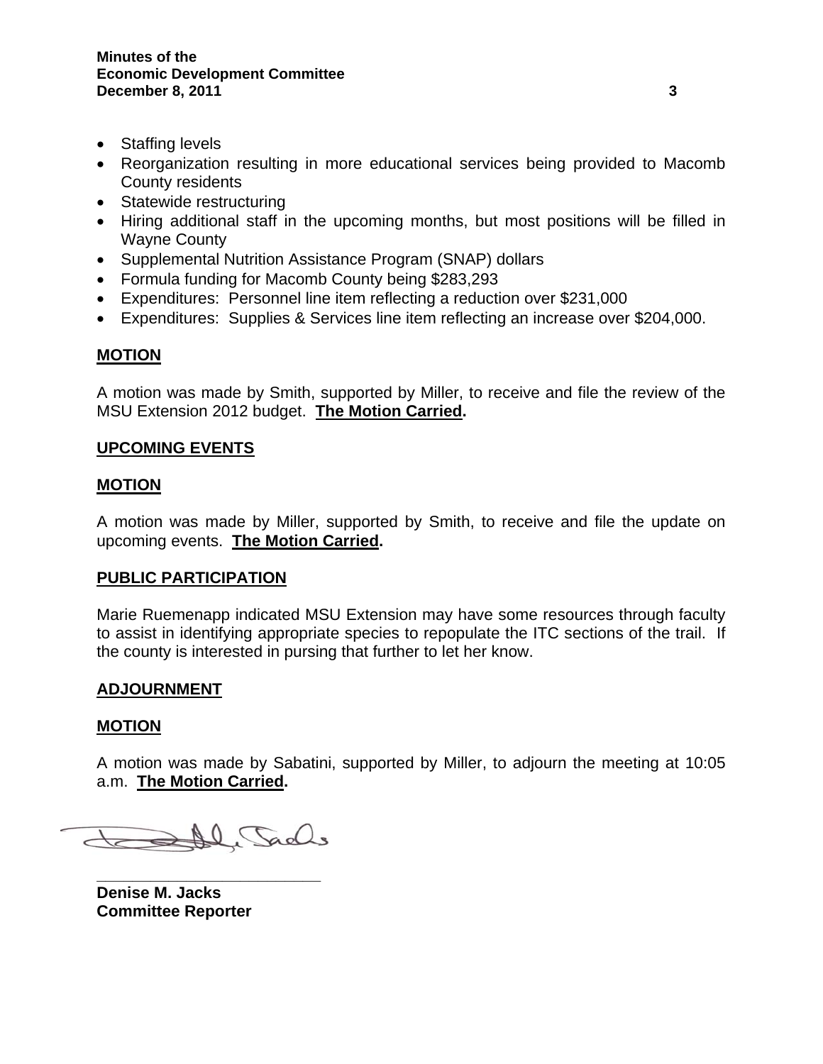- Staffing levels
- Reorganization resulting in more educational services being provided to Macomb County residents
- Statewide restructuring
- Hiring additional staff in the upcoming months, but most positions will be filled in Wayne County
- Supplemental Nutrition Assistance Program (SNAP) dollars
- Formula funding for Macomb County being $283,293
- Expenditures: Personnel line item reflecting a reduction over $231,000
- Expenditures: Supplies & Services line item reflecting an increase over $204,000.

**MOTION**

A motion was made by Smith, supported by Miller, to receive and file the review of the MSU Extension 2012 budget. **The Motion Carried.**

**UPCOMING EVENTS**

**MOTION**

A motion was made by Miller, supported by Smith, to receive and file the update on upcoming events. **The Motion Carried.**

**PUBLIC PARTICIPATION**

Marie Ruemenapp indicated MSU Extension may have some resources through faculty to assist in identifying appropriate species to repopulate the ITC sections of the trail. If the county is interested in pursing that further to let her know.

**ADJOURNMENT**

**MOTION**

A motion was made by Sabatini, supported by Miller, to adjourn the meeting at 10:05 a.m. **The Motion Carried.**

**Denise M. Jacks**
**Committee Reporter**